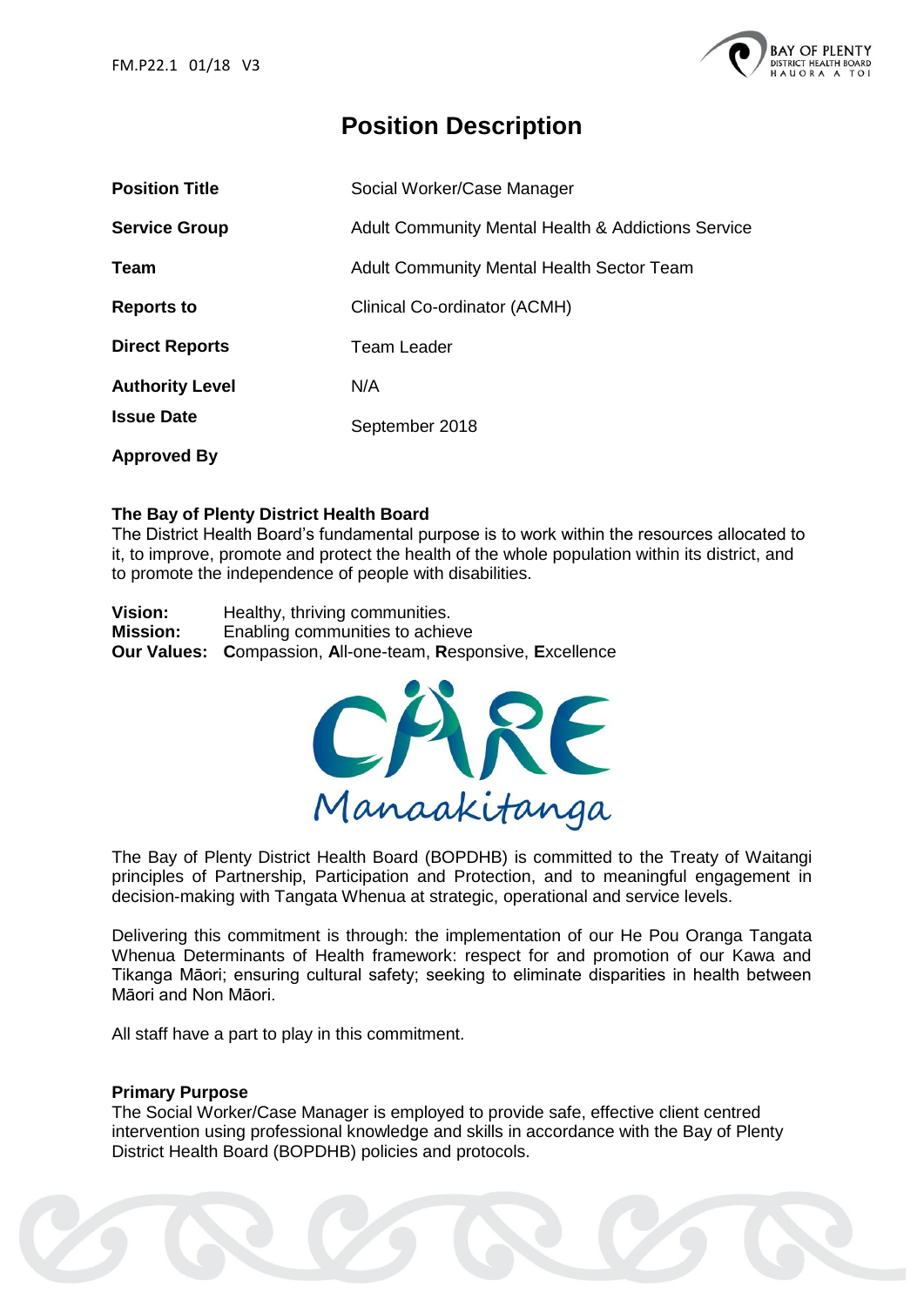FM.P22.1 01/18 V3

# Position Description

| | |
|---|---|
| **Position Title** | Social Worker/Case Manager |
| **Service Group** | Adult Community Mental Health & Addictions Service |
| **Team** | Adult Community Mental Health Sector Team |
| **Reports to** | Clinical Co-ordinator (ACMH) |
| **Direct Reports** | Team Leader |
| **Authority Level** | N/A |
| **Issue Date** | September 2018 |
| **Approved By** | |

### The Bay of Plenty District Health Board

The District Health Board's fundamental purpose is to work within the resources allocated to it, to improve, promote and protect the health of the whole population within its district, and to promote the independence of people with disabilities.

**Vision:** Healthy, thriving communities.
**Mission:** Enabling communities to achieve
**Our Values:** **C**ompassion, **A**ll-one-team, **R**esponsive, **E**xcellence

CARE Manaakitanga

The Bay of Plenty District Health Board (BOPDHB) is committed to the Treaty of Waitangi principles of Partnership, Participation and Protection, and to meaningful engagement in decision-making with Tangata Whenua at strategic, operational and service levels.

Delivering this commitment is through: the implementation of our He Pou Oranga Tangata Whenua Determinants of Health framework: respect for and promotion of our Kawa and Tikanga Māori; ensuring cultural safety; seeking to eliminate disparities in health between Māori and Non Māori.

All staff have a part to play in this commitment.

### Primary Purpose

The Social Worker/Case Manager is employed to provide safe, effective client centred intervention using professional knowledge and skills in accordance with the Bay of Plenty District Health Board (BOPDHB) policies and protocols.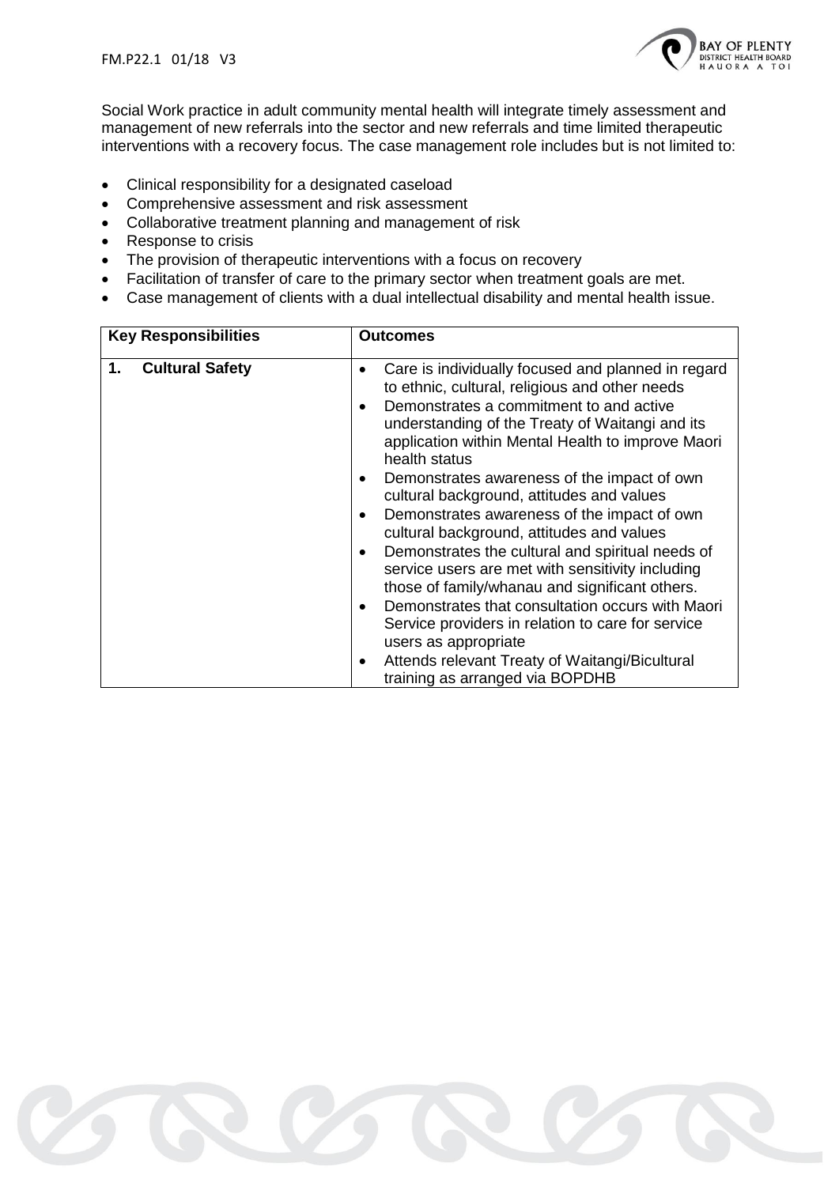Social Work practice in adult community mental health will integrate timely assessment and management of new referrals into the sector and new referrals and time limited therapeutic interventions with a recovery focus. The case management role includes but is not limited to:

- Clinical responsibility for a designated caseload
- Comprehensive assessment and risk assessment
- Collaborative treatment planning and management of risk
- Response to crisis
- The provision of therapeutic interventions with a focus on recovery
- Facilitation of transfer of care to the primary sector when treatment goals are met.
- Case management of clients with a dual intellectual disability and mental health issue.

| Key Responsibilities | Outcomes |
| --- | --- |
| **1. Cultural Safety** | • Care is individually focused and planned in regard to ethnic, cultural, religious and other needs<br>• Demonstrates a commitment to and active understanding of the Treaty of Waitangi and its application within Mental Health to improve Maori health status<br>• Demonstrates awareness of the impact of own cultural background, attitudes and values<br>• Demonstrates awareness of the impact of own cultural background, attitudes and values<br>• Demonstrates the cultural and spiritual needs of service users are met with sensitivity including those of family/whanau and significant others.<br>• Demonstrates that consultation occurs with Maori Service providers in relation to care for service users as appropriate<br>• Attends relevant Treaty of Waitangi/Bicultural training as arranged via BOPDHB |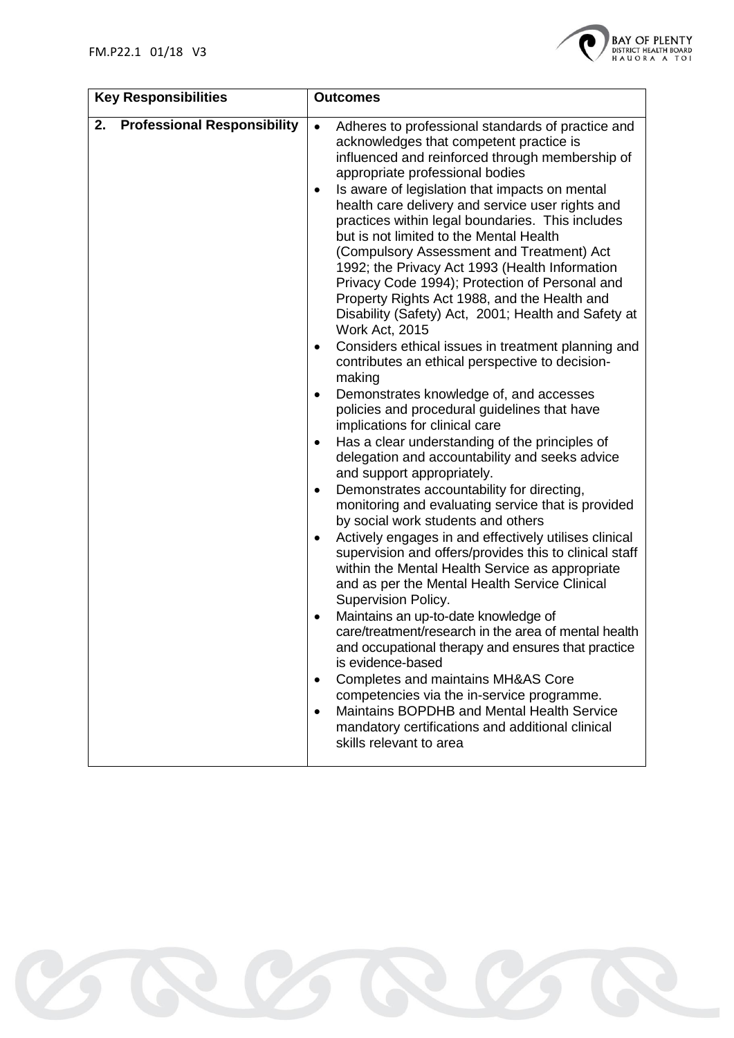| Key Responsibilities | Outcomes |
|---|---|
| **2. Professional Responsibility** | • Adheres to professional standards of practice and acknowledges that competent practice is influenced and reinforced through membership of appropriate professional bodies<br>• Is aware of legislation that impacts on mental health care delivery and service user rights and practices within legal boundaries. This includes but is not limited to the Mental Health (Compulsory Assessment and Treatment) Act 1992; the Privacy Act 1993 (Health Information Privacy Code 1994); Protection of Personal and Property Rights Act 1988, and the Health and Disability (Safety) Act, 2001; Health and Safety at Work Act, 2015<br>• Considers ethical issues in treatment planning and contributes an ethical perspective to decision-making<br>• Demonstrates knowledge of, and accesses policies and procedural guidelines that have implications for clinical care<br>• Has a clear understanding of the principles of delegation and accountability and seeks advice and support appropriately.<br>• Demonstrates accountability for directing, monitoring and evaluating service that is provided by social work students and others<br>• Actively engages in and effectively utilises clinical supervision and offers/provides this to clinical staff within the Mental Health Service as appropriate and as per the Mental Health Service Clinical Supervision Policy.<br>• Maintains an up-to-date knowledge of care/treatment/research in the area of mental health and occupational therapy and ensures that practice is evidence-based<br>• Completes and maintains MH&AS Core competencies via the in-service programme.<br>• Maintains BOPDHB and Mental Health Service mandatory certifications and additional clinical skills relevant to area |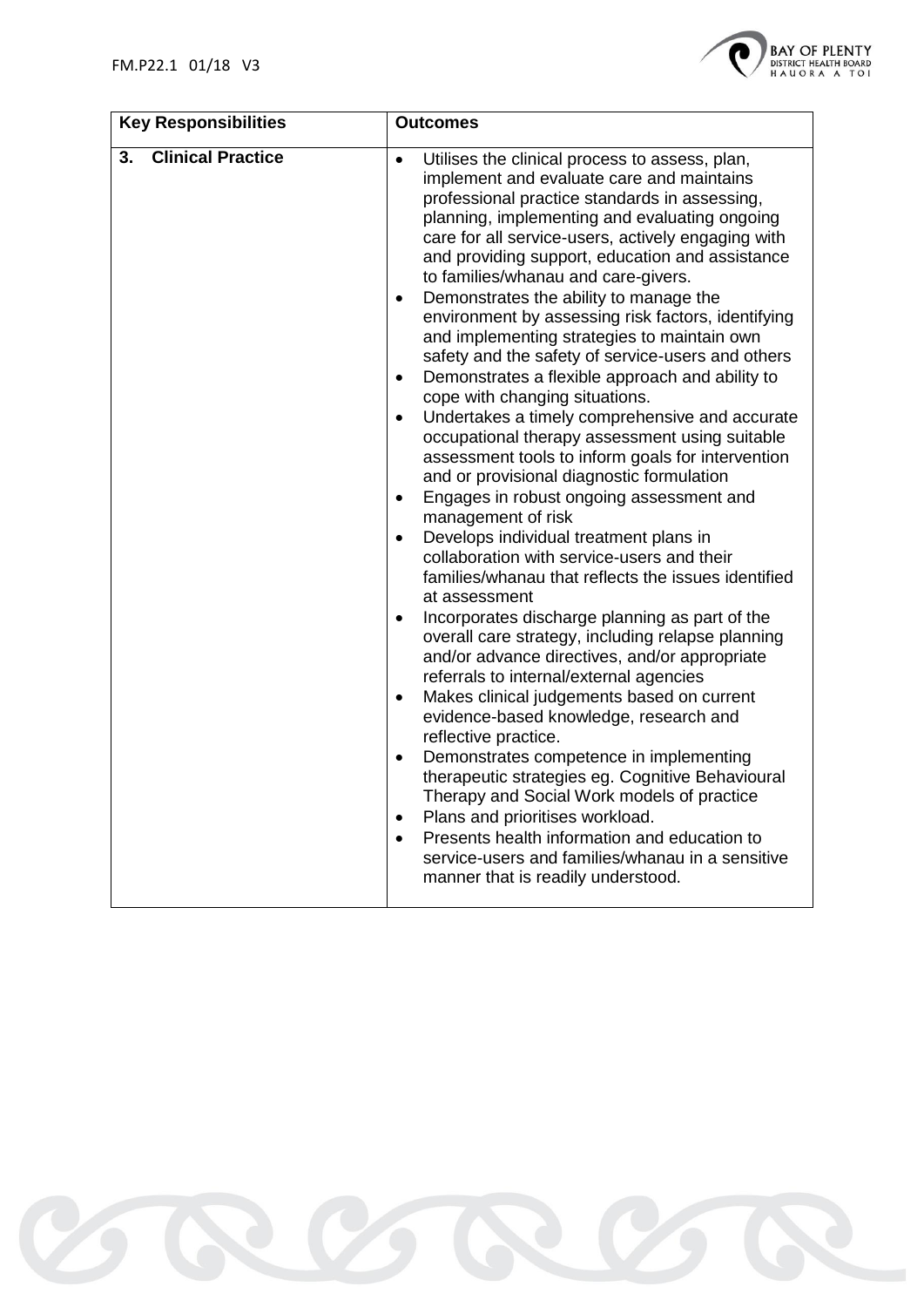| Key Responsibilities | Outcomes |
|---|---|
| **3. Clinical Practice** | • Utilises the clinical process to assess, plan, implement and evaluate care and maintains professional practice standards in assessing, planning, implementing and evaluating ongoing care for all service-users, actively engaging with and providing support, education and assistance to families/whanau and care-givers.<br>• Demonstrates the ability to manage the environment by assessing risk factors, identifying and implementing strategies to maintain own safety and the safety of service-users and others<br>• Demonstrates a flexible approach and ability to cope with changing situations.<br>• Undertakes a timely comprehensive and accurate occupational therapy assessment using suitable assessment tools to inform goals for intervention and or provisional diagnostic formulation<br>• Engages in robust ongoing assessment and management of risk<br>• Develops individual treatment plans in collaboration with service-users and their families/whanau that reflects the issues identified at assessment<br>• Incorporates discharge planning as part of the overall care strategy, including relapse planning and/or advance directives, and/or appropriate referrals to internal/external agencies<br>• Makes clinical judgements based on current evidence-based knowledge, research and reflective practice.<br>• Demonstrates competence in implementing therapeutic strategies eg. Cognitive Behavioural Therapy and Social Work models of practice<br>• Plans and prioritises workload.<br>• Presents health information and education to service-users and families/whanau in a sensitive manner that is readily understood. |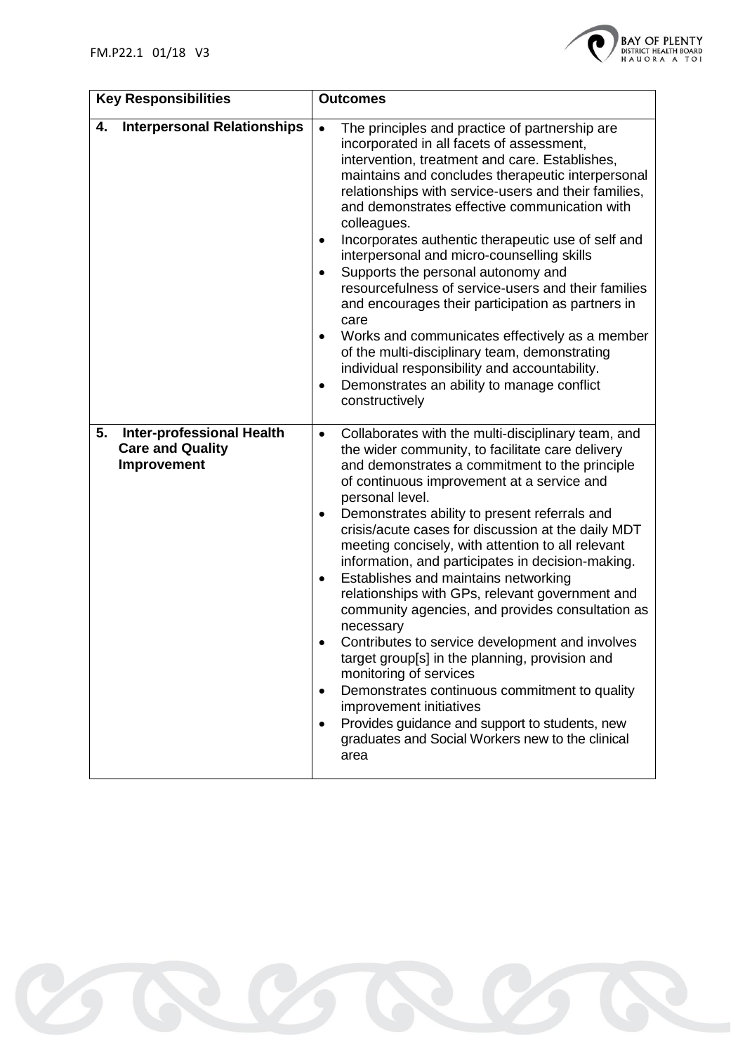| Key Responsibilities | Outcomes |
|---|---|
| **4. Interpersonal Relationships** | • The principles and practice of partnership are incorporated in all facets of assessment, intervention, treatment and care. Establishes, maintains and concludes therapeutic interpersonal relationships with service-users and their families, and demonstrates effective communication with colleagues.<br>• Incorporates authentic therapeutic use of self and interpersonal and micro-counselling skills<br>• Supports the personal autonomy and resourcefulness of service-users and their families and encourages their participation as partners in care<br>• Works and communicates effectively as a member of the multi-disciplinary team, demonstrating individual responsibility and accountability.<br>• Demonstrates an ability to manage conflict constructively |
| **5. Inter-professional Health Care and Quality Improvement** | • Collaborates with the multi-disciplinary team, and the wider community, to facilitate care delivery and demonstrates a commitment to the principle of continuous improvement at a service and personal level.<br>• Demonstrates ability to present referrals and crisis/acute cases for discussion at the daily MDT meeting concisely, with attention to all relevant information, and participates in decision-making.<br>• Establishes and maintains networking relationships with GPs, relevant government and community agencies, and provides consultation as necessary<br>• Contributes to service development and involves target group[s] in the planning, provision and monitoring of services<br>• Demonstrates continuous commitment to quality improvement initiatives<br>• Provides guidance and support to students, new graduates and Social Workers new to the clinical area |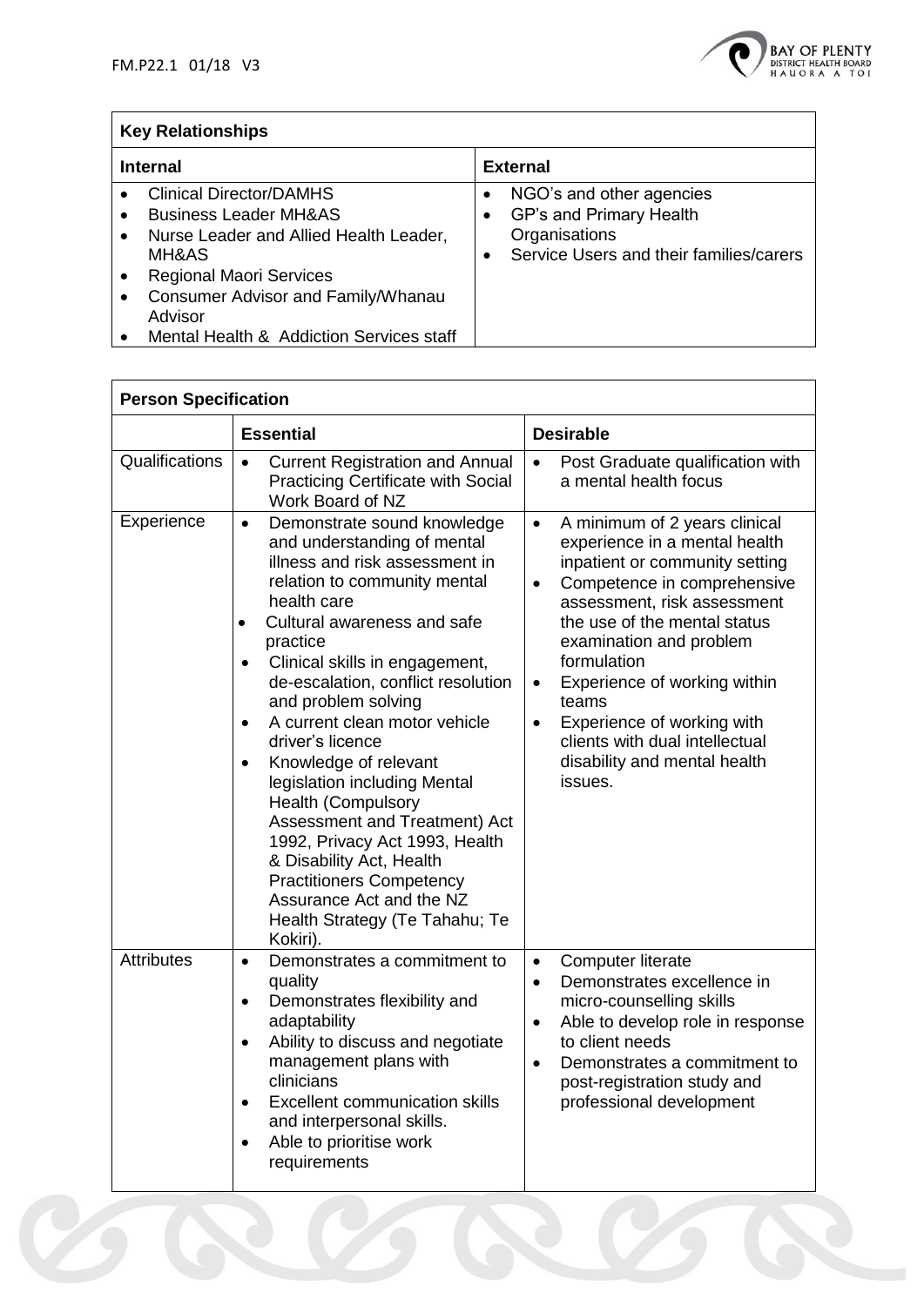| **Key Relationships** | |
|---|---|
| **Internal** | **External** |
| • Clinical Director/DAMHS<br>• Business Leader MH&AS<br>• Nurse Leader and Allied Health Leader, MH&AS<br>• Regional Maori Services<br>• Consumer Advisor and Family/Whanau Advisor<br>• Mental Health & Addiction Services staff | • NGO's and other agencies<br>• GP's and Primary Health Organisations<br>• Service Users and their families/carers |

| **Person Specification** | | |
|---|---|---|
| | **Essential** | **Desirable** |
| Qualifications | • Current Registration and Annual Practicing Certificate with Social Work Board of NZ | • Post Graduate qualification with a mental health focus |
| Experience | • Demonstrate sound knowledge and understanding of mental illness and risk assessment in relation to community mental health care<br>• Cultural awareness and safe practice<br>• Clinical skills in engagement, de-escalation, conflict resolution and problem solving<br>• A current clean motor vehicle driver's licence<br>• Knowledge of relevant legislation including Mental Health (Compulsory Assessment and Treatment) Act 1992, Privacy Act 1993, Health & Disability Act, Health Practitioners Competency Assurance Act and the NZ Health Strategy (Te Tahahu; Te Kokiri). | • A minimum of 2 years clinical experience in a mental health inpatient or community setting<br>• Competence in comprehensive assessment, risk assessment the use of the mental status examination and problem formulation<br>• Experience of working within teams<br>• Experience of working with clients with dual intellectual disability and mental health issues. |
| Attributes | • Demonstrates a commitment to quality<br>• Demonstrates flexibility and adaptability<br>• Ability to discuss and negotiate management plans with clinicians<br>• Excellent communication skills and interpersonal skills.<br>• Able to prioritise work requirements | • Computer literate<br>• Demonstrates excellence in micro-counselling skills<br>• Able to develop role in response to client needs<br>• Demonstrates a commitment to post-registration study and professional development |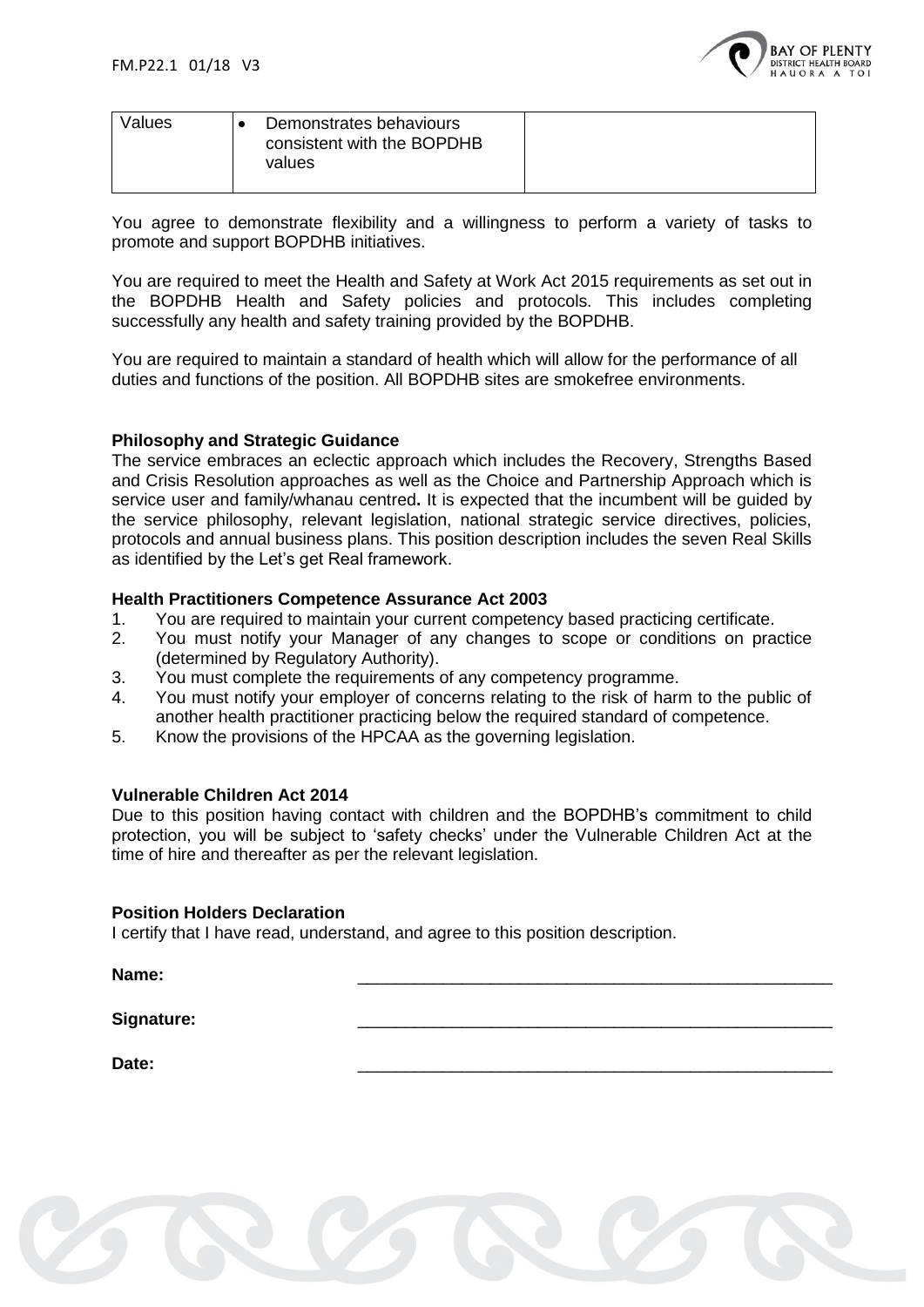| Values | • Demonstrates behaviours consistent with the BOPDHB values | |
|---|---|---|

You agree to demonstrate flexibility and a willingness to perform a variety of tasks to promote and support BOPDHB initiatives.

You are required to meet the Health and Safety at Work Act 2015 requirements as set out in the BOPDHB Health and Safety policies and protocols. This includes completing successfully any health and safety training provided by the BOPDHB.

You are required to maintain a standard of health which will allow for the performance of all duties and functions of the position. All BOPDHB sites are smokefree environments.

**Philosophy and Strategic Guidance**

The service embraces an eclectic approach which includes the Recovery, Strengths Based and Crisis Resolution approaches as well as the Choice and Partnership Approach which is service user and family/whanau centred**.** It is expected that the incumbent will be guided by the service philosophy, relevant legislation, national strategic service directives, policies, protocols and annual business plans. This position description includes the seven Real Skills as identified by the Let's get Real framework.

**Health Practitioners Competence Assurance Act 2003**

1. You are required to maintain your current competency based practicing certificate.
2. You must notify your Manager of any changes to scope or conditions on practice (determined by Regulatory Authority).
3. You must complete the requirements of any competency programme.
4. You must notify your employer of concerns relating to the risk of harm to the public of another health practitioner practicing below the required standard of competence.
5. Know the provisions of the HPCAA as the governing legislation.

**Vulnerable Children Act 2014**

Due to this position having contact with children and the BOPDHB's commitment to child protection, you will be subject to 'safety checks' under the Vulnerable Children Act at the time of hire and thereafter as per the relevant legislation.

**Position Holders Declaration**

I certify that I have read, understand, and agree to this position description.

**Name:** ____________________________________________________

**Signature:** ____________________________________________________

**Date:** ____________________________________________________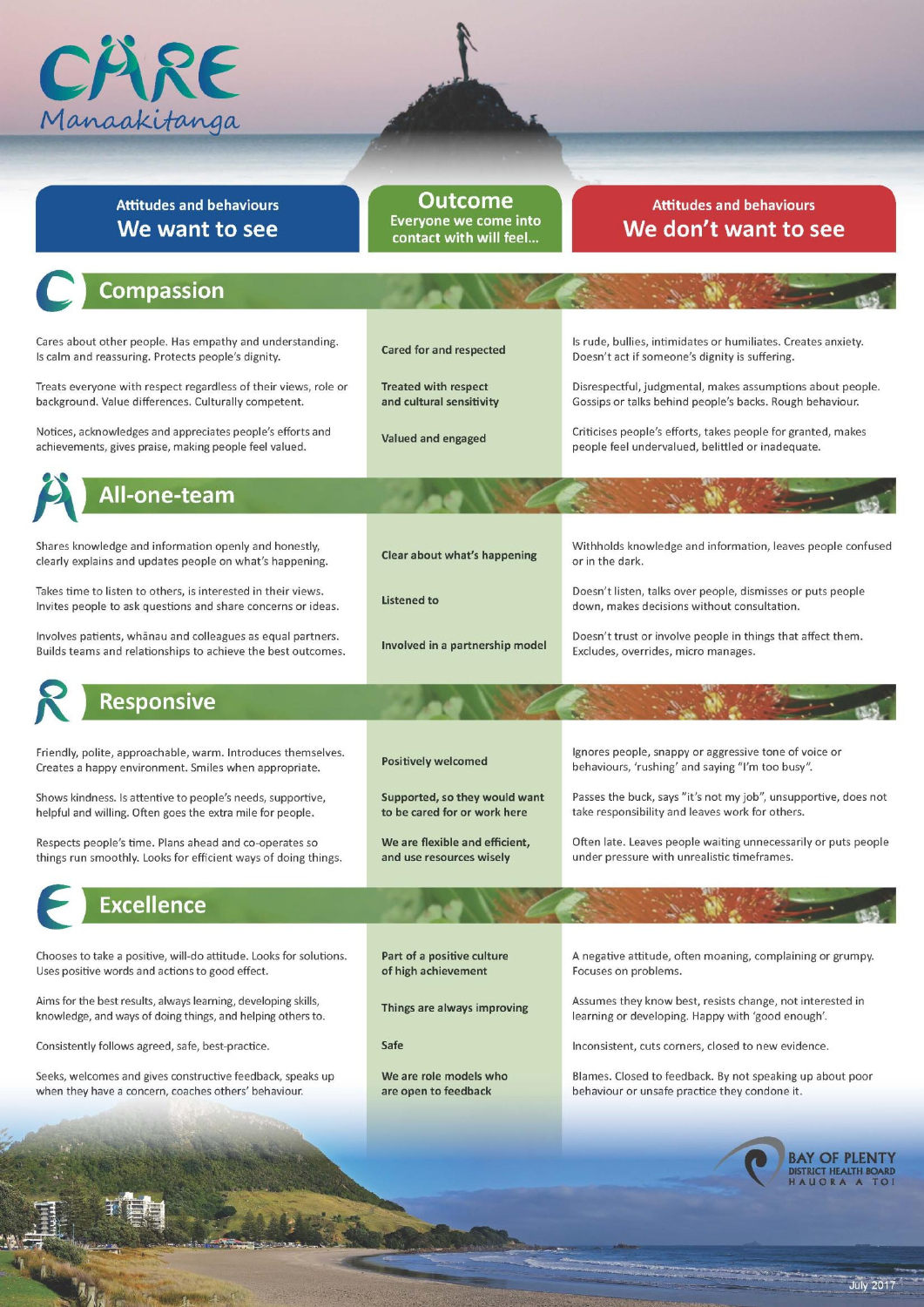# CARE

## Manaakitanga

| Attitudes and behaviours We want to see | Outcome Everyone we come into contact with will feel... | Attitudes and behaviours We don't want to see |
|---|---|---|
| **Compassion** | | |
| Cares about other people. Has empathy and understanding. Is calm and reassuring. Protects people's dignity. | Cared for and respected | Is rude, bullies, intimidates or humiliates. Creates anxiety. Doesn't act if someone's dignity is suffering. |
| Treats everyone with respect regardless of their views, role or background. Value differences. Culturally competent. | Treated with respect and cultural sensitivity | Disrespectful, judgmental, makes assumptions about people. Gossips or talks behind people's backs. Rough behaviour. |
| Notices, acknowledges and appreciates people's efforts and achievements, gives praise, making people feel valued. | Valued and engaged | Criticises people's efforts, takes people for granted, makes people feel undervalued, belittled or inadequate. |
| **All-one-team** | | |
| Shares knowledge and information openly and honestly, clearly explains and updates people on what's happening. | Clear about what's happening | Withholds knowledge and information, leaves people confused or in the dark. |
| Takes time to listen to others, is interested in their views. Invites people to ask questions and share concerns or ideas. | Listened to | Doesn't listen, talks over people, dismisses or puts people down, makes decisions without consultation. |
| Involves patients, whānau and colleagues as equal partners. Builds teams and relationships to achieve the best outcomes. | Involved in a partnership model | Doesn't trust or involve people in things that affect them. Excludes, overrides, micro manages. |
| **Responsive** | | |
| Friendly, polite, approachable, warm. Introduces themselves. Creates a happy environment. Smiles when appropriate. | Positively welcomed | Ignores people, snappy or aggressive tone of voice or behaviours, 'rushing' and saying "I'm too busy". |
| Shows kindness. Is attentive to people's needs, supportive, helpful and willing. Often goes the extra mile for people. | Supported, so they would want to be cared for or work here | Passes the buck, says "it's not my job", unsupportive, does not take responsibility and leaves work for others. |
| Respects people's time. Plans ahead and co-operates so things run smoothly. Looks for efficient ways of doing things. | We are flexible and efficient, and use resources wisely | Often late. Leaves people waiting unnecessarily or puts people under pressure with unrealistic timeframes. |
| **Excellence** | | |
| Chooses to take a positive, will-do attitude. Looks for solutions. Uses positive words and actions to good effect. | Part of a positive culture of high achievement | A negative attitude, often moaning, complaining or grumpy. Focuses on problems. |
| Aims for the best results, always learning, developing skills, knowledge, and ways of doing things, and helping others to. | Things are always improving | Assumes they know best, resists change, not interested in learning or developing. Happy with 'good enough'. |
| Consistently follows agreed, safe, best-practice. | Safe | Inconsistent, cuts corners, closed to new evidence. |
| Seeks, welcomes and gives constructive feedback, speaks up when they have a concern, coaches others' behaviour. | We are role models who are open to feedback | Blames. Closed to feedback. By not speaking up about poor behaviour or unsafe practice they condone it. |

BAY OF PLENTY DISTRICT HEALTH BOARD
HAUORA A TOI

July 2017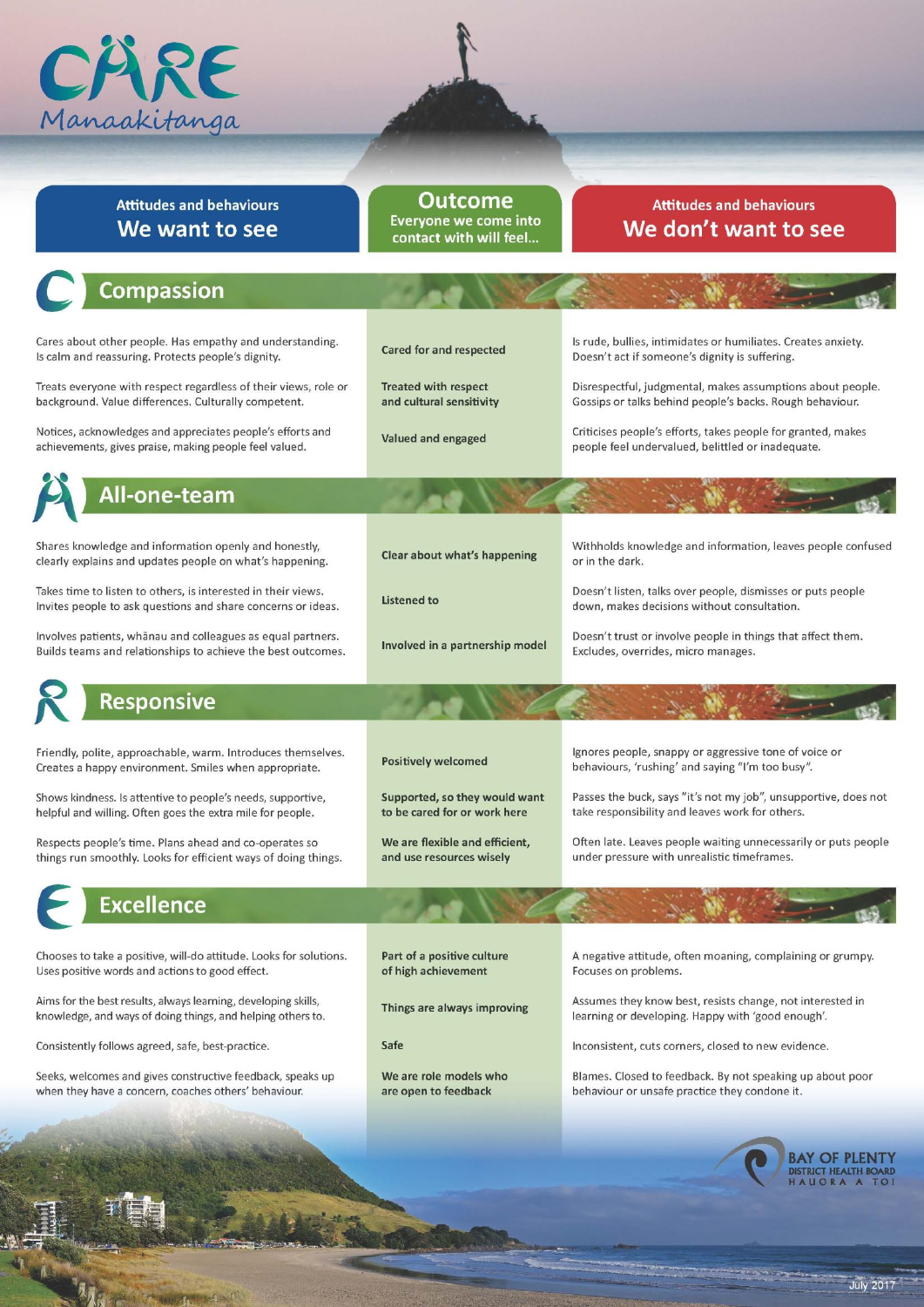# CARE

Manaakitanga

| Attitudes and behaviours **We want to see** | **Outcome** Everyone we come into contact with will feel... | Attitudes and behaviours **We don't want to see** |
|---|---|---|
| **Compassion** | | |
| Cares about other people. Has empathy and understanding. Is calm and reassuring. Protects people's dignity. | Cared for and respected | Is rude, bullies, intimidates or humiliates. Creates anxiety. Doesn't act if someone's dignity is suffering. |
| Treats everyone with respect regardless of their views, role or background. Value differences. Culturally competent. | Treated with respect and cultural sensitivity | Disrespectful, judgmental, makes assumptions about people. Gossips or talks behind people's backs. Rough behaviour. |
| Notices, acknowledges and appreciates people's efforts and achievements, gives praise, making people feel valued. | Valued and engaged | Criticises people's efforts, takes people for granted, makes people feel undervalued, belittled or inadequate. |
| **All-one-team** | | |
| Shares knowledge and information openly and honestly, clearly explains and updates people on what's happening. | Clear about what's happening | Withholds knowledge and information, leaves people confused or in the dark. |
| Takes time to listen to others, is interested in their views. Invites people to ask questions and share concerns or ideas. | Listened to | Doesn't listen, talks over people, dismisses or puts people down, makes decisions without consultation. |
| Involves patients, whānau and colleagues as equal partners. Builds teams and relationships to achieve the best outcomes. | Involved in a partnership model | Doesn't trust or involve people in things that affect them. Excludes, overrides, micro manages. |
| **Responsive** | | |
| Friendly, polite, approachable, warm. Introduces themselves. Creates a happy environment. Smiles when appropriate. | Positively welcomed | Ignores people, snappy or aggressive tone of voice or behaviours, 'rushing' and saying "I'm too busy". |
| Shows kindness. Is attentive to people's needs, supportive, helpful and willing. Often goes the extra mile for people. | Supported, so they would want to be cared for or work here | Passes the buck, says "it's not my job", unsupportive, does not take responsibility and leaves work for others. |
| Respects people's time. Plans ahead and co-operates so things run smoothly. Looks for efficient ways of doing things. | We are flexible and efficient, and use resources wisely | Often late. Leaves people waiting unnecessarily or puts people under pressure with unrealistic timeframes. |
| **Excellence** | | |
| Chooses to take a positive, will-do attitude. Looks for solutions. Uses positive words and actions to good effect. | Part of a positive culture of high achievement | A negative attitude, often moaning, complaining or grumpy. Focuses on problems. |
| Aims for the best results, always learning, developing skills, knowledge, and ways of doing things, and helping others to. | Things are always improving | Assumes they know best, resists change, not interested in learning or developing. Happy with 'good enough'. |
| Consistently follows agreed, safe, best-practice. | Safe | Inconsistent, cuts corners, closed to new evidence. |
| Seeks, welcomes and gives constructive feedback, speaks up when they have a concern, coaches others' behaviour. | We are role models who are open to feedback | Blames. Closed to feedback. By not speaking up about poor behaviour or unsafe practice they condone it. |

BAY OF PLENTY DISTRICT HEALTH BOARD
HAUORA A TOI

July 2017